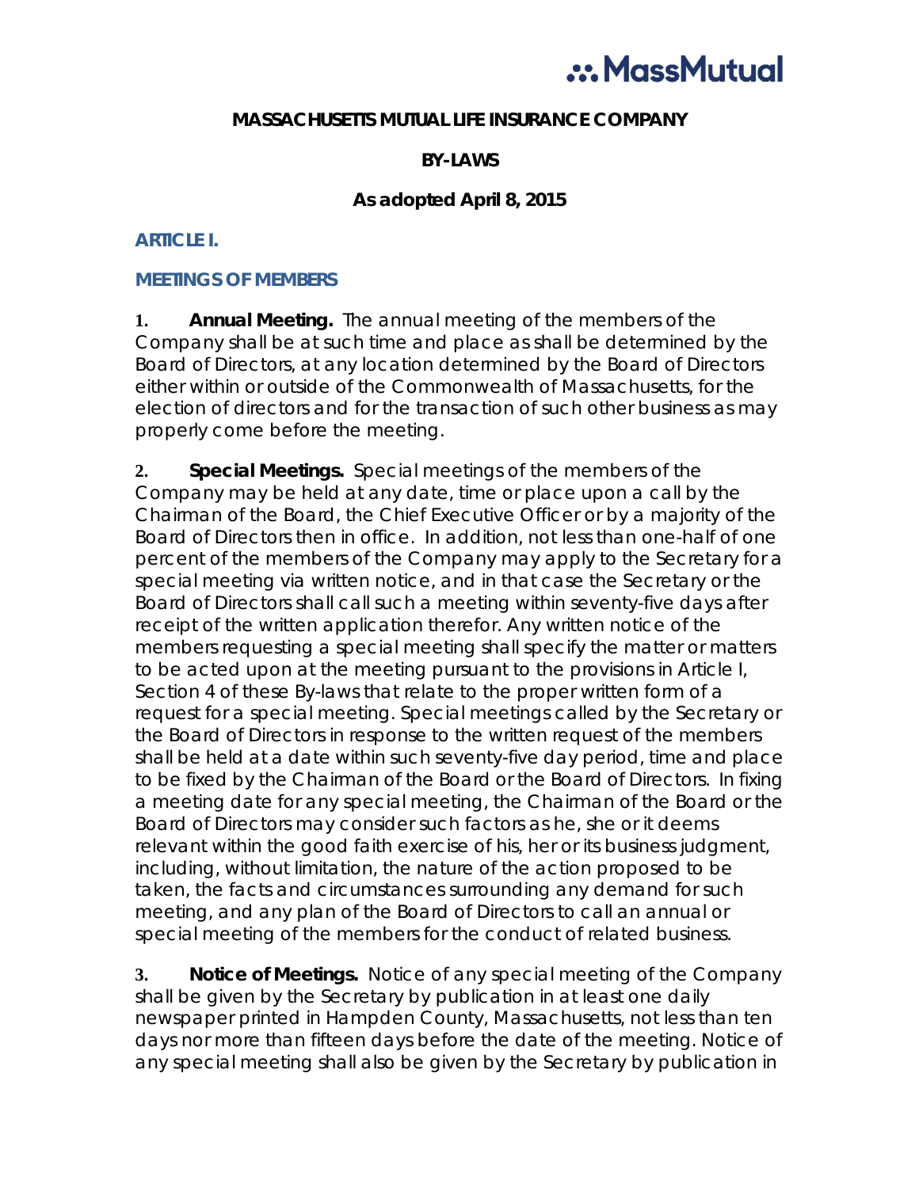# MASSACHUSETTS MUTUAL LIFE INSURANCE COMPANY

## BY-LAWS

### As adopted April 8, 2015

## ARTICLE I.

## MEETINGS OF MEMBERS

**1. Annual Meeting.** The annual meeting of the members of the Company shall be at such time and place as shall be determined by the Board of Directors, at any location determined by the Board of Directors either within or outside of the Commonwealth of Massachusetts, for the election of directors and for the transaction of such other business as may properly come before the meeting.

**2. Special Meetings.** Special meetings of the members of the Company may be held at any date, time or place upon a call by the Chairman of the Board, the Chief Executive Officer or by a majority of the Board of Directors then in office. In addition, not less than one-half of one percent of the members of the Company may apply to the Secretary for a special meeting via written notice, and in that case the Secretary or the Board of Directors shall call such a meeting within seventy-five days after receipt of the written application therefor. Any written notice of the members requesting a special meeting shall specify the matter or matters to be acted upon at the meeting pursuant to the provisions in Article I, Section 4 of these By-laws that relate to the proper written form of a request for a special meeting. Special meetings called by the Secretary or the Board of Directors in response to the written request of the members shall be held at a date within such seventy-five day period, time and place to be fixed by the Chairman of the Board or the Board of Directors. In fixing a meeting date for any special meeting, the Chairman of the Board or the Board of Directors may consider such factors as he, she or it deems relevant within the good faith exercise of his, her or its business judgment, including, without limitation, the nature of the action proposed to be taken, the facts and circumstances surrounding any demand for such meeting, and any plan of the Board of Directors to call an annual or special meeting of the members for the conduct of related business.

**3. Notice of Meetings.** Notice of any special meeting of the Company shall be given by the Secretary by publication in at least one daily newspaper printed in Hampden County, Massachusetts, not less than ten days nor more than fifteen days before the date of the meeting. Notice of any special meeting shall also be given by the Secretary by publication in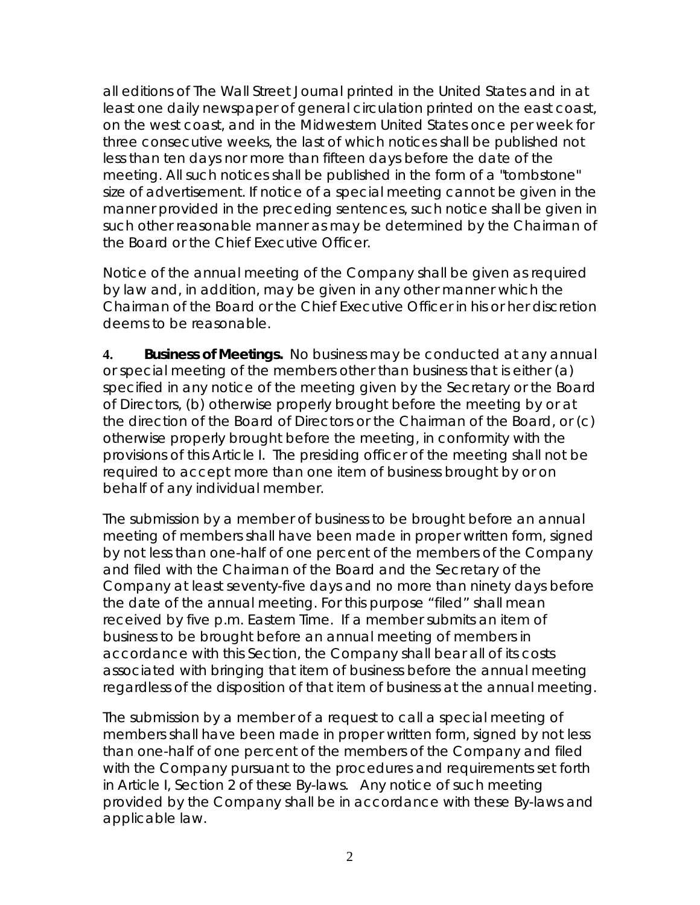all editions of The Wall Street Journal printed in the United States and in at least one daily newspaper of general circulation printed on the east coast, on the west coast, and in the Midwestern United States once per week for three consecutive weeks, the last of which notices shall be published not less than ten days nor more than fifteen days before the date of the meeting. All such notices shall be published in the form of a "tombstone" size of advertisement. If notice of a special meeting cannot be given in the manner provided in the preceding sentences, such notice shall be given in such other reasonable manner as may be determined by the Chairman of the Board or the Chief Executive Officer.

Notice of the annual meeting of the Company shall be given as required by law and, in addition, may be given in any other manner which the Chairman of the Board or the Chief Executive Officer in his or her discretion deems to be reasonable.

**4. Business of Meetings.** No business may be conducted at any annual or special meeting of the members other than business that is either (a) specified in any notice of the meeting given by the Secretary or the Board of Directors, (b) otherwise properly brought before the meeting by or at the direction of the Board of Directors or the Chairman of the Board, or (c) otherwise properly brought before the meeting, in conformity with the provisions of this Article I. The presiding officer of the meeting shall not be required to accept more than one item of business brought by or on behalf of any individual member.

The submission by a member of business to be brought before an annual meeting of members shall have been made in proper written form, signed by not less than one-half of one percent of the members of the Company and filed with the Chairman of the Board and the Secretary of the Company at least seventy-five days and no more than ninety days before the date of the annual meeting. For this purpose "filed" shall mean received by five p.m. Eastern Time. If a member submits an item of business to be brought before an annual meeting of members in accordance with this Section, the Company shall bear all of its costs associated with bringing that item of business before the annual meeting regardless of the disposition of that item of business at the annual meeting.

The submission by a member of a request to call a special meeting of members shall have been made in proper written form, signed by not less than one-half of one percent of the members of the Company and filed with the Company pursuant to the procedures and requirements set forth in Article I, Section 2 of these By-laws. Any notice of such meeting provided by the Company shall be in accordance with these By-laws and applicable law.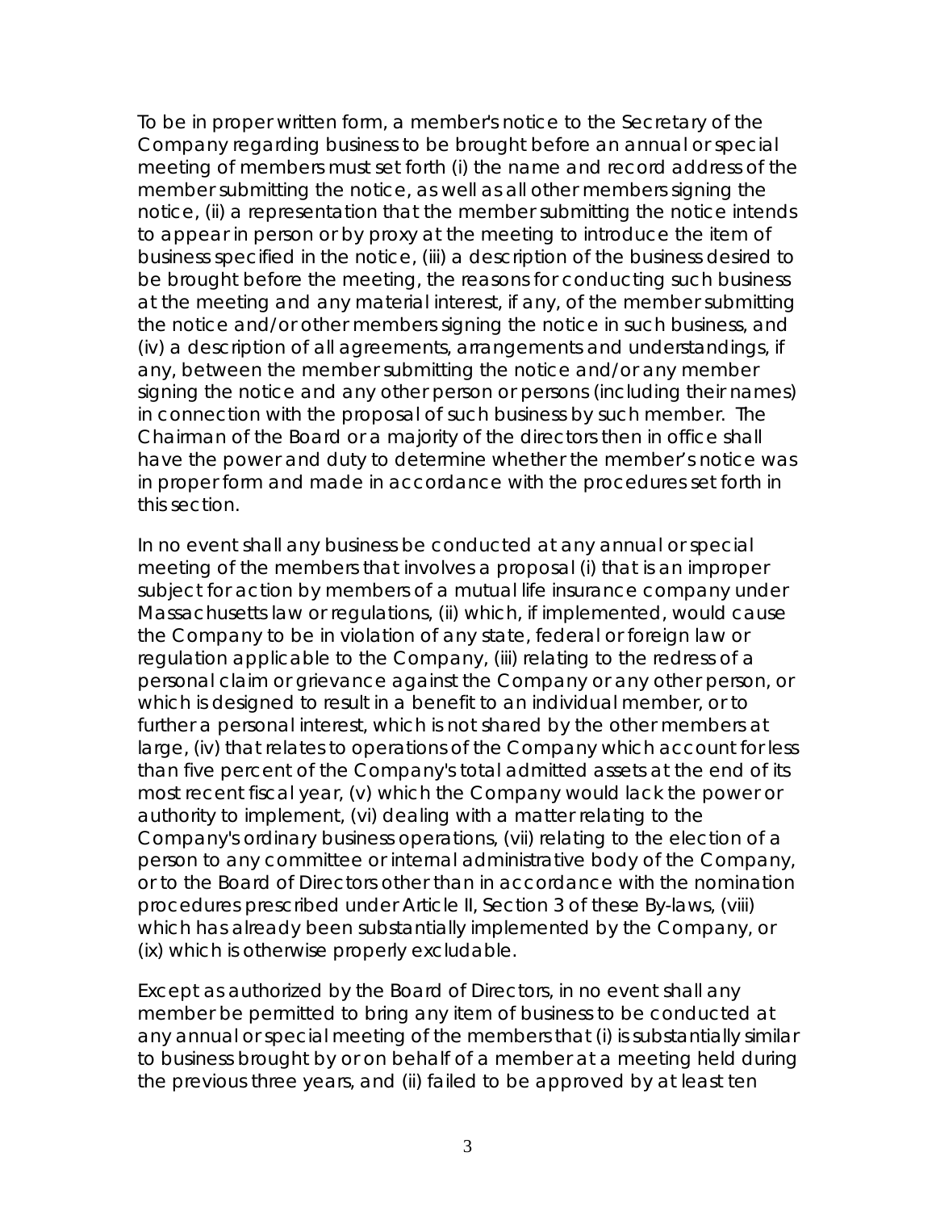To be in proper written form, a member's notice to the Secretary of the Company regarding business to be brought before an annual or special meeting of members must set forth (i) the name and record address of the member submitting the notice, as well as all other members signing the notice, (ii) a representation that the member submitting the notice intends to appear in person or by proxy at the meeting to introduce the item of business specified in the notice, (iii) a description of the business desired to be brought before the meeting, the reasons for conducting such business at the meeting and any material interest, if any, of the member submitting the notice and/or other members signing the notice in such business, and (iv) a description of all agreements, arrangements and understandings, if any, between the member submitting the notice and/or any member signing the notice and any other person or persons (including their names) in connection with the proposal of such business by such member. The Chairman of the Board or a majority of the directors then in office shall have the power and duty to determine whether the member's notice was in proper form and made in accordance with the procedures set forth in this section.

In no event shall any business be conducted at any annual or special meeting of the members that involves a proposal (i) that is an improper subject for action by members of a mutual life insurance company under Massachusetts law or regulations, (ii) which, if implemented, would cause the Company to be in violation of any state, federal or foreign law or regulation applicable to the Company, (iii) relating to the redress of a personal claim or grievance against the Company or any other person, or which is designed to result in a benefit to an individual member, or to further a personal interest, which is not shared by the other members at large, (iv) that relates to operations of the Company which account for less than five percent of the Company's total admitted assets at the end of its most recent fiscal year, (v) which the Company would lack the power or authority to implement, (vi) dealing with a matter relating to the Company's ordinary business operations, (vii) relating to the election of a person to any committee or internal administrative body of the Company, or to the Board of Directors other than in accordance with the nomination procedures prescribed under Article II, Section 3 of these By-laws, (viii) which has already been substantially implemented by the Company, or (ix) which is otherwise properly excludable.

Except as authorized by the Board of Directors, in no event shall any member be permitted to bring any item of business to be conducted at any annual or special meeting of the members that (i) is substantially similar to business brought by or on behalf of a member at a meeting held during the previous three years, and (ii) failed to be approved by at least ten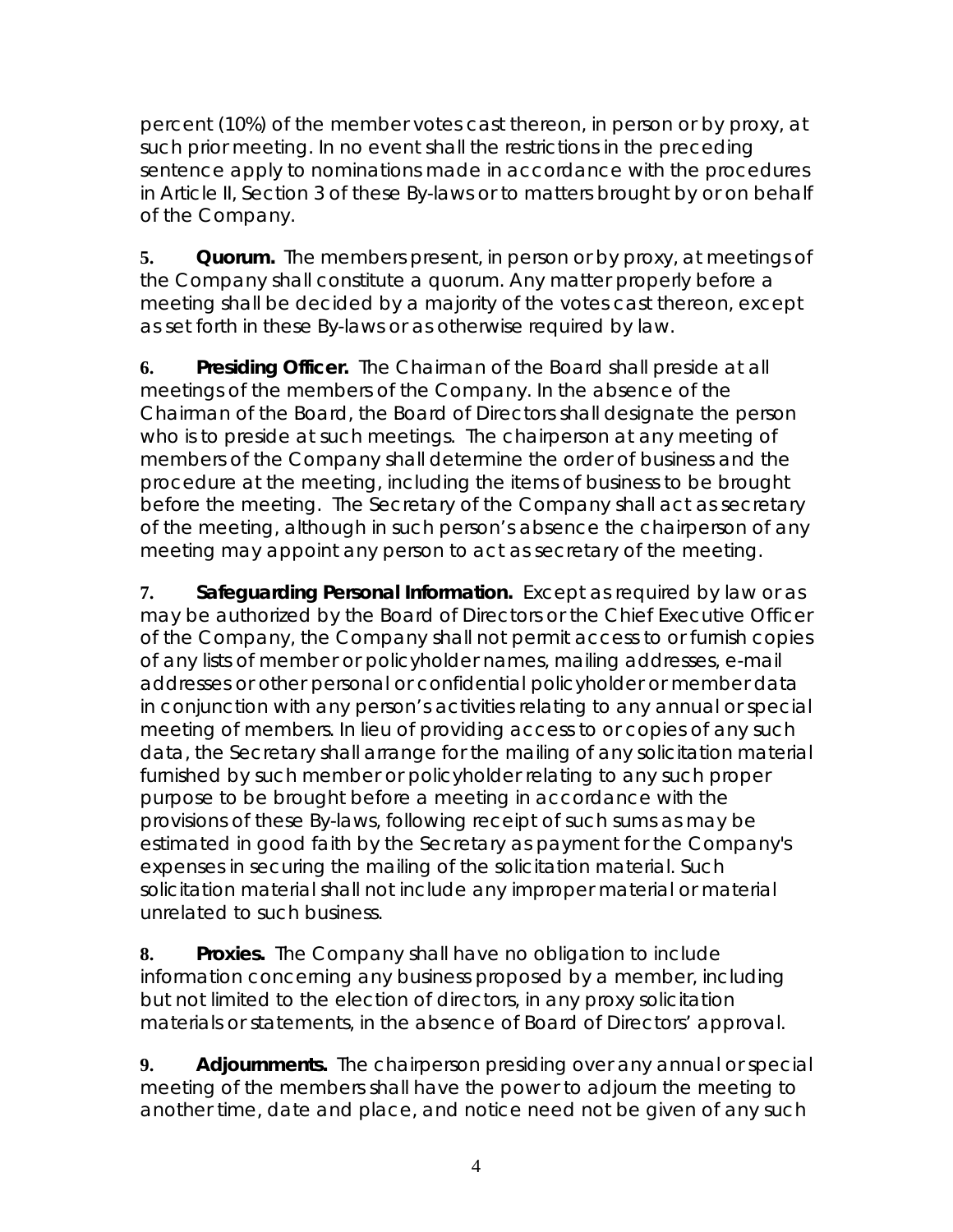percent (10%) of the member votes cast thereon, in person or by proxy, at such prior meeting. In no event shall the restrictions in the preceding sentence apply to nominations made in accordance with the procedures in Article II, Section 3 of these By-laws or to matters brought by or on behalf of the Company.

**5. Quorum.** The members present, in person or by proxy, at meetings of the Company shall constitute a quorum. Any matter properly before a meeting shall be decided by a majority of the votes cast thereon, except as set forth in these By-laws or as otherwise required by law.

**6. Presiding Officer.** The Chairman of the Board shall preside at all meetings of the members of the Company. In the absence of the Chairman of the Board, the Board of Directors shall designate the person who is to preside at such meetings. The chairperson at any meeting of members of the Company shall determine the order of business and the procedure at the meeting, including the items of business to be brought before the meeting. The Secretary of the Company shall act as secretary of the meeting, although in such person's absence the chairperson of any meeting may appoint any person to act as secretary of the meeting.

**7. Safeguarding Personal Information.** Except as required by law or as may be authorized by the Board of Directors or the Chief Executive Officer of the Company, the Company shall not permit access to or furnish copies of any lists of member or policyholder names, mailing addresses, e-mail addresses or other personal or confidential policyholder or member data in conjunction with any person's activities relating to any annual or special meeting of members. In lieu of providing access to or copies of any such data, the Secretary shall arrange for the mailing of any solicitation material furnished by such member or policyholder relating to any such proper purpose to be brought before a meeting in accordance with the provisions of these By-laws, following receipt of such sums as may be estimated in good faith by the Secretary as payment for the Company's expenses in securing the mailing of the solicitation material. Such solicitation material shall not include any improper material or material unrelated to such business.

**8. Proxies.** The Company shall have no obligation to include information concerning any business proposed by a member, including but not limited to the election of directors, in any proxy solicitation materials or statements, in the absence of Board of Directors' approval.

**9. Adjournments.** The chairperson presiding over any annual or special meeting of the members shall have the power to adjourn the meeting to another time, date and place, and notice need not be given of any such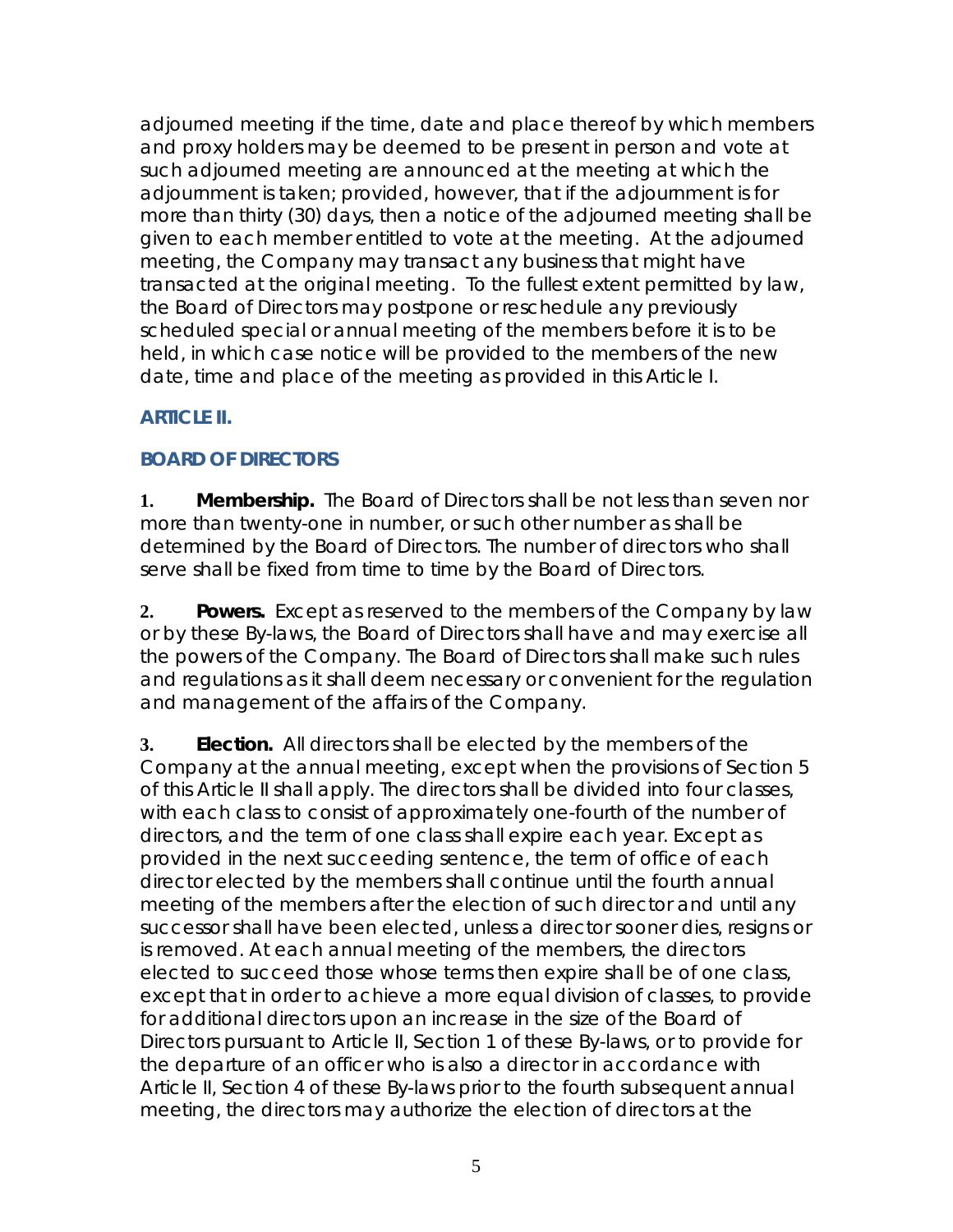adjourned meeting if the time, date and place thereof by which members and proxy holders may be deemed to be present in person and vote at such adjourned meeting are announced at the meeting at which the adjournment is taken; provided, however, that if the adjournment is for more than thirty (30) days, then a notice of the adjourned meeting shall be given to each member entitled to vote at the meeting. At the adjourned meeting, the Company may transact any business that might have transacted at the original meeting. To the fullest extent permitted by law, the Board of Directors may postpone or reschedule any previously scheduled special or annual meeting of the members before it is to be held, in which case notice will be provided to the members of the new date, time and place of the meeting as provided in this Article I.

## ARTICLE II.

## BOARD OF DIRECTORS

**1. Membership.** The Board of Directors shall be not less than seven nor more than twenty-one in number, or such other number as shall be determined by the Board of Directors. The number of directors who shall serve shall be fixed from time to time by the Board of Directors.

**2. Powers.** Except as reserved to the members of the Company by law or by these By-laws, the Board of Directors shall have and may exercise all the powers of the Company. The Board of Directors shall make such rules and regulations as it shall deem necessary or convenient for the regulation and management of the affairs of the Company.

**3. Election.** All directors shall be elected by the members of the Company at the annual meeting, except when the provisions of Section 5 of this Article II shall apply. The directors shall be divided into four classes, with each class to consist of approximately one-fourth of the number of directors, and the term of one class shall expire each year. Except as provided in the next succeeding sentence, the term of office of each director elected by the members shall continue until the fourth annual meeting of the members after the election of such director and until any successor shall have been elected, unless a director sooner dies, resigns or is removed. At each annual meeting of the members, the directors elected to succeed those whose terms then expire shall be of one class, except that in order to achieve a more equal division of classes, to provide for additional directors upon an increase in the size of the Board of Directors pursuant to Article II, Section 1 of these By-laws, or to provide for the departure of an officer who is also a director in accordance with Article II, Section 4 of these By-laws prior to the fourth subsequent annual meeting, the directors may authorize the election of directors at the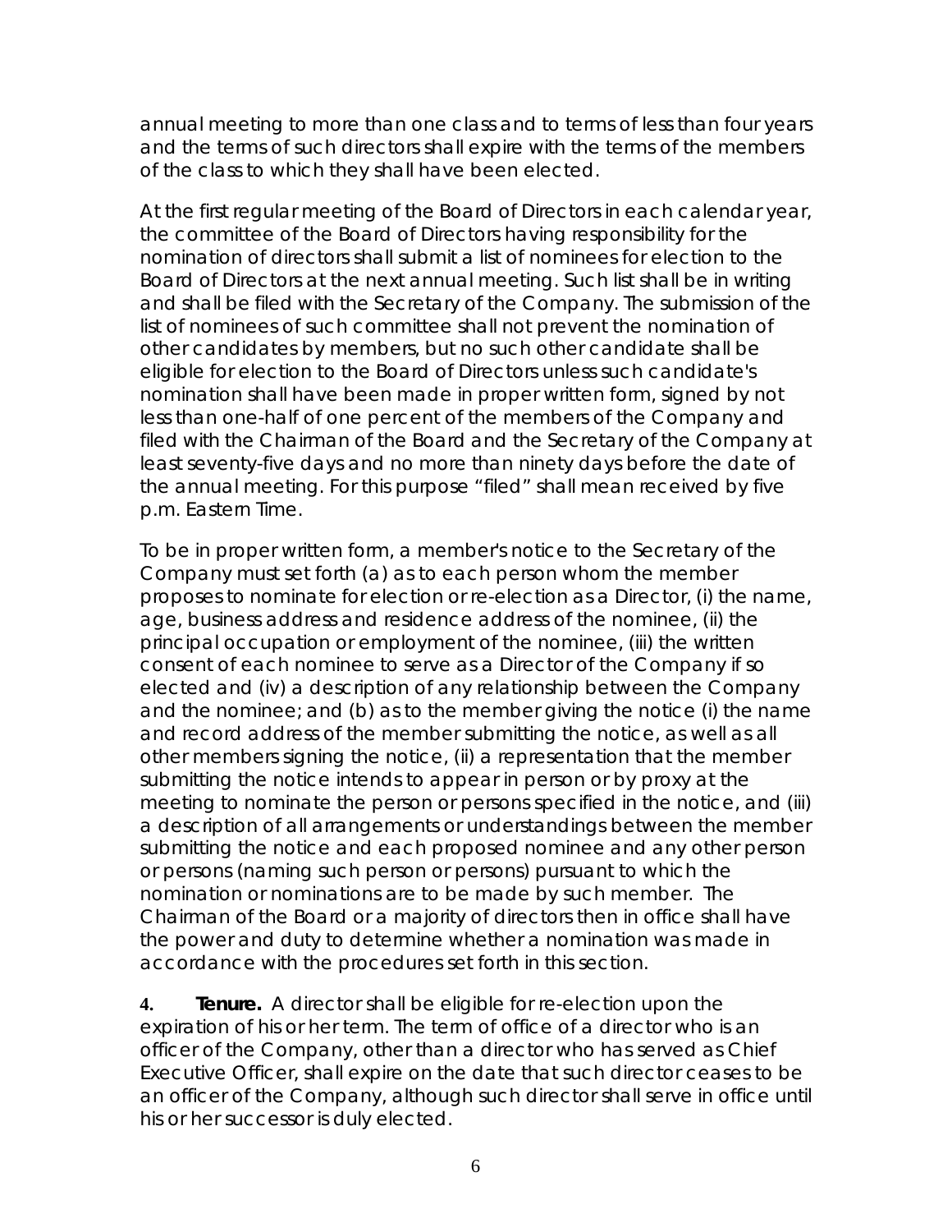annual meeting to more than one class and to terms of less than four years and the terms of such directors shall expire with the terms of the members of the class to which they shall have been elected.

At the first regular meeting of the Board of Directors in each calendar year, the committee of the Board of Directors having responsibility for the nomination of directors shall submit a list of nominees for election to the Board of Directors at the next annual meeting. Such list shall be in writing and shall be filed with the Secretary of the Company. The submission of the list of nominees of such committee shall not prevent the nomination of other candidates by members, but no such other candidate shall be eligible for election to the Board of Directors unless such candidate's nomination shall have been made in proper written form, signed by not less than one-half of one percent of the members of the Company and filed with the Chairman of the Board and the Secretary of the Company at least seventy-five days and no more than ninety days before the date of the annual meeting. For this purpose "filed" shall mean received by five p.m. Eastern Time.

To be in proper written form, a member's notice to the Secretary of the Company must set forth (a) as to each person whom the member proposes to nominate for election or re-election as a Director, (i) the name, age, business address and residence address of the nominee, (ii) the principal occupation or employment of the nominee, (iii) the written consent of each nominee to serve as a Director of the Company if so elected and (iv) a description of any relationship between the Company and the nominee; and (b) as to the member giving the notice (i) the name and record address of the member submitting the notice, as well as all other members signing the notice, (ii) a representation that the member submitting the notice intends to appear in person or by proxy at the meeting to nominate the person or persons specified in the notice, and (iii) a description of all arrangements or understandings between the member submitting the notice and each proposed nominee and any other person or persons (naming such person or persons) pursuant to which the nomination or nominations are to be made by such member. The Chairman of the Board or a majority of directors then in office shall have the power and duty to determine whether a nomination was made in accordance with the procedures set forth in this section.

**4. Tenure.** A director shall be eligible for re-election upon the expiration of his or her term. The term of office of a director who is an officer of the Company, other than a director who has served as Chief Executive Officer, shall expire on the date that such director ceases to be an officer of the Company, although such director shall serve in office until his or her successor is duly elected.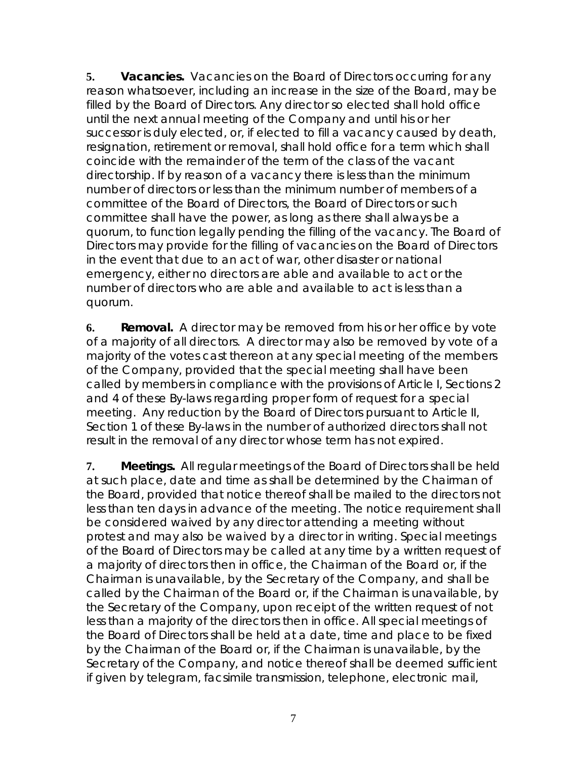**5.** ***Vacancies.*** Vacancies on the Board of Directors occurring for any reason whatsoever, including an increase in the size of the Board, may be filled by the Board of Directors. Any director so elected shall hold office until the next annual meeting of the Company and until his or her successor is duly elected, or, if elected to fill a vacancy caused by death, resignation, retirement or removal, shall hold office for a term which shall coincide with the remainder of the term of the class of the vacant directorship. If by reason of a vacancy there is less than the minimum number of directors or less than the minimum number of members of a committee of the Board of Directors, the Board of Directors or such committee shall have the power, as long as there shall always be a quorum, to function legally pending the filling of the vacancy. The Board of Directors may provide for the filling of vacancies on the Board of Directors in the event that due to an act of war, other disaster or national emergency, either no directors are able and available to act or the number of directors who are able and available to act is less than a quorum.

**6.** ***Removal.*** A director may be removed from his or her office by vote of a majority of all directors. A director may also be removed by vote of a majority of the votes cast thereon at any special meeting of the members of the Company, provided that the special meeting shall have been called by members in compliance with the provisions of Article I, Sections 2 and 4 of these By-laws regarding proper form of request for a special meeting. Any reduction by the Board of Directors pursuant to Article II, Section 1 of these By-laws in the number of authorized directors shall not result in the removal of any director whose term has not expired.

**7.** ***Meetings.*** All regular meetings of the Board of Directors shall be held at such place, date and time as shall be determined by the Chairman of the Board, provided that notice thereof shall be mailed to the directors not less than ten days in advance of the meeting. The notice requirement shall be considered waived by any director attending a meeting without protest and may also be waived by a director in writing. Special meetings of the Board of Directors may be called at any time by a written request of a majority of directors then in office, the Chairman of the Board or, if the Chairman is unavailable, by the Secretary of the Company, and shall be called by the Chairman of the Board or, if the Chairman is unavailable, by the Secretary of the Company, upon receipt of the written request of not less than a majority of the directors then in office. All special meetings of the Board of Directors shall be held at a date, time and place to be fixed by the Chairman of the Board or, if the Chairman is unavailable, by the Secretary of the Company, and notice thereof shall be deemed sufficient if given by telegram, facsimile transmission, telephone, electronic mail,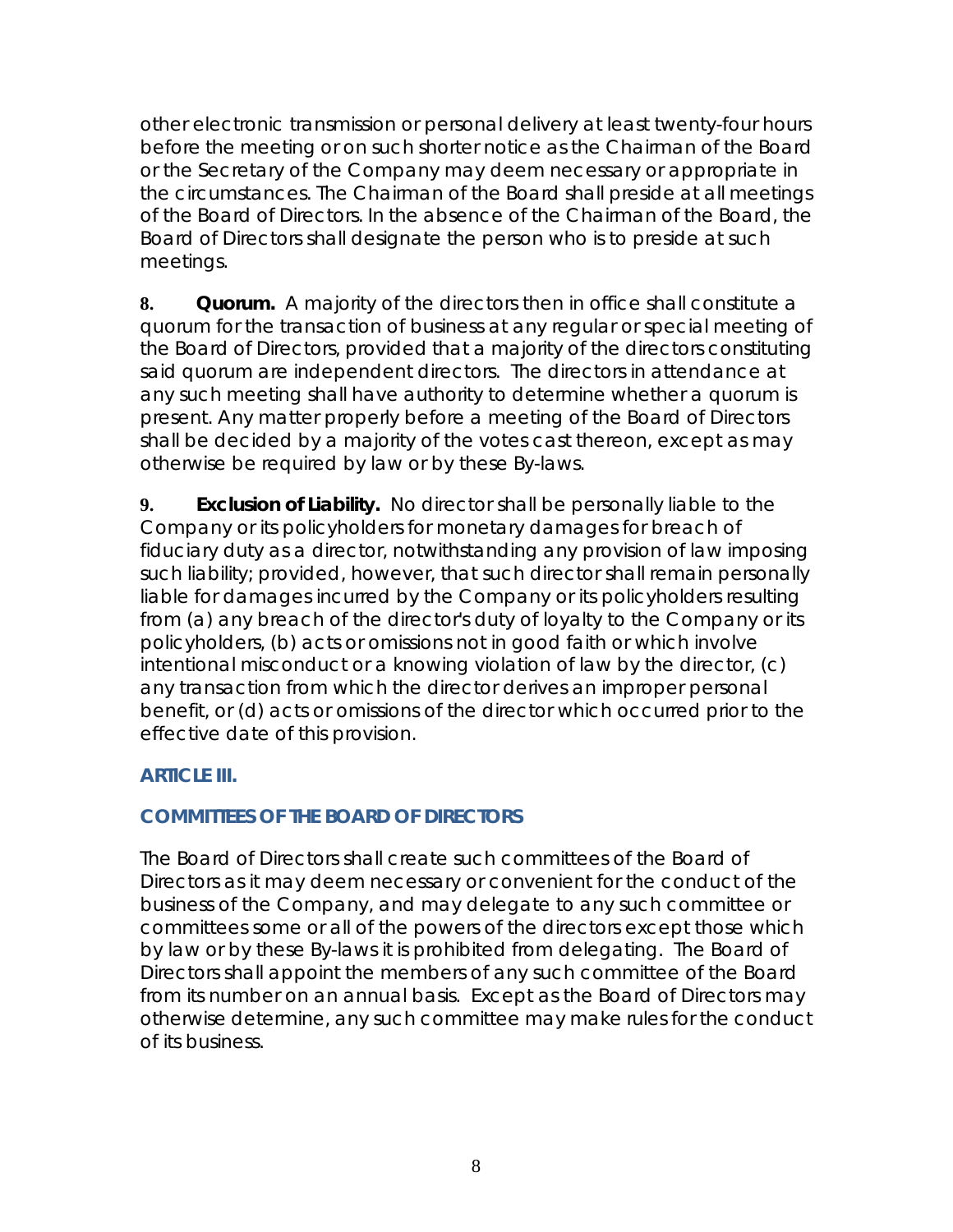other electronic transmission or personal delivery at least twenty-four hours before the meeting or on such shorter notice as the Chairman of the Board or the Secretary of the Company may deem necessary or appropriate in the circumstances. The Chairman of the Board shall preside at all meetings of the Board of Directors. In the absence of the Chairman of the Board, the Board of Directors shall designate the person who is to preside at such meetings.

**8. Quorum.** A majority of the directors then in office shall constitute a quorum for the transaction of business at any regular or special meeting of the Board of Directors, provided that a majority of the directors constituting said quorum are independent directors. The directors in attendance at any such meeting shall have authority to determine whether a quorum is present. Any matter properly before a meeting of the Board of Directors shall be decided by a majority of the votes cast thereon, except as may otherwise be required by law or by these By-laws.

**9. Exclusion of Liability.** No director shall be personally liable to the Company or its policyholders for monetary damages for breach of fiduciary duty as a director, notwithstanding any provision of law imposing such liability; provided, however, that such director shall remain personally liable for damages incurred by the Company or its policyholders resulting from (a) any breach of the director's duty of loyalty to the Company or its policyholders, (b) acts or omissions not in good faith or which involve intentional misconduct or a knowing violation of law by the director, (c) any transaction from which the director derives an improper personal benefit, or (d) acts or omissions of the director which occurred prior to the effective date of this provision.

## ARTICLE III.

## COMMITTEES OF THE BOARD OF DIRECTORS

The Board of Directors shall create such committees of the Board of Directors as it may deem necessary or convenient for the conduct of the business of the Company, and may delegate to any such committee or committees some or all of the powers of the directors except those which by law or by these By-laws it is prohibited from delegating. The Board of Directors shall appoint the members of any such committee of the Board from its number on an annual basis. Except as the Board of Directors may otherwise determine, any such committee may make rules for the conduct of its business.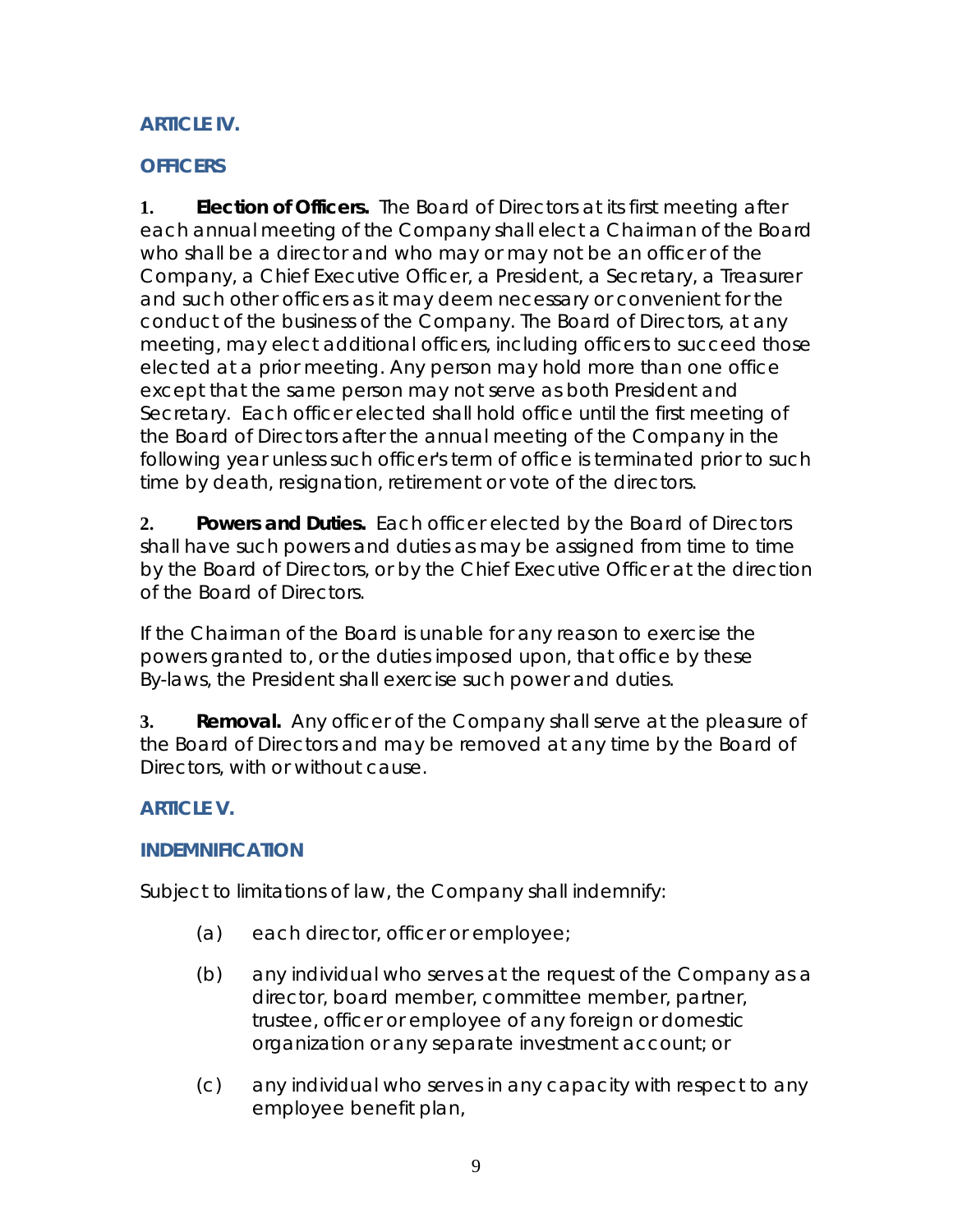## ARTICLE IV.

## OFFICERS

**1. Election of Officers.** The Board of Directors at its first meeting after each annual meeting of the Company shall elect a Chairman of the Board who shall be a director and who may or may not be an officer of the Company, a Chief Executive Officer, a President, a Secretary, a Treasurer and such other officers as it may deem necessary or convenient for the conduct of the business of the Company. The Board of Directors, at any meeting, may elect additional officers, including officers to succeed those elected at a prior meeting. Any person may hold more than one office except that the same person may not serve as both President and Secretary. Each officer elected shall hold office until the first meeting of the Board of Directors after the annual meeting of the Company in the following year unless such officer's term of office is terminated prior to such time by death, resignation, retirement or vote of the directors.

**2. Powers and Duties.** Each officer elected by the Board of Directors shall have such powers and duties as may be assigned from time to time by the Board of Directors, or by the Chief Executive Officer at the direction of the Board of Directors.

If the Chairman of the Board is unable for any reason to exercise the powers granted to, or the duties imposed upon, that office by these By-laws, the President shall exercise such power and duties.

**3. Removal.** Any officer of the Company shall serve at the pleasure of the Board of Directors and may be removed at any time by the Board of Directors, with or without cause.

## ARTICLE V.

## INDEMNIFICATION

Subject to limitations of law, the Company shall indemnify:

(a) each director, officer or employee;

(b) any individual who serves at the request of the Company as a director, board member, committee member, partner, trustee, officer or employee of any foreign or domestic organization or any separate investment account; or

(c) any individual who serves in any capacity with respect to any employee benefit plan,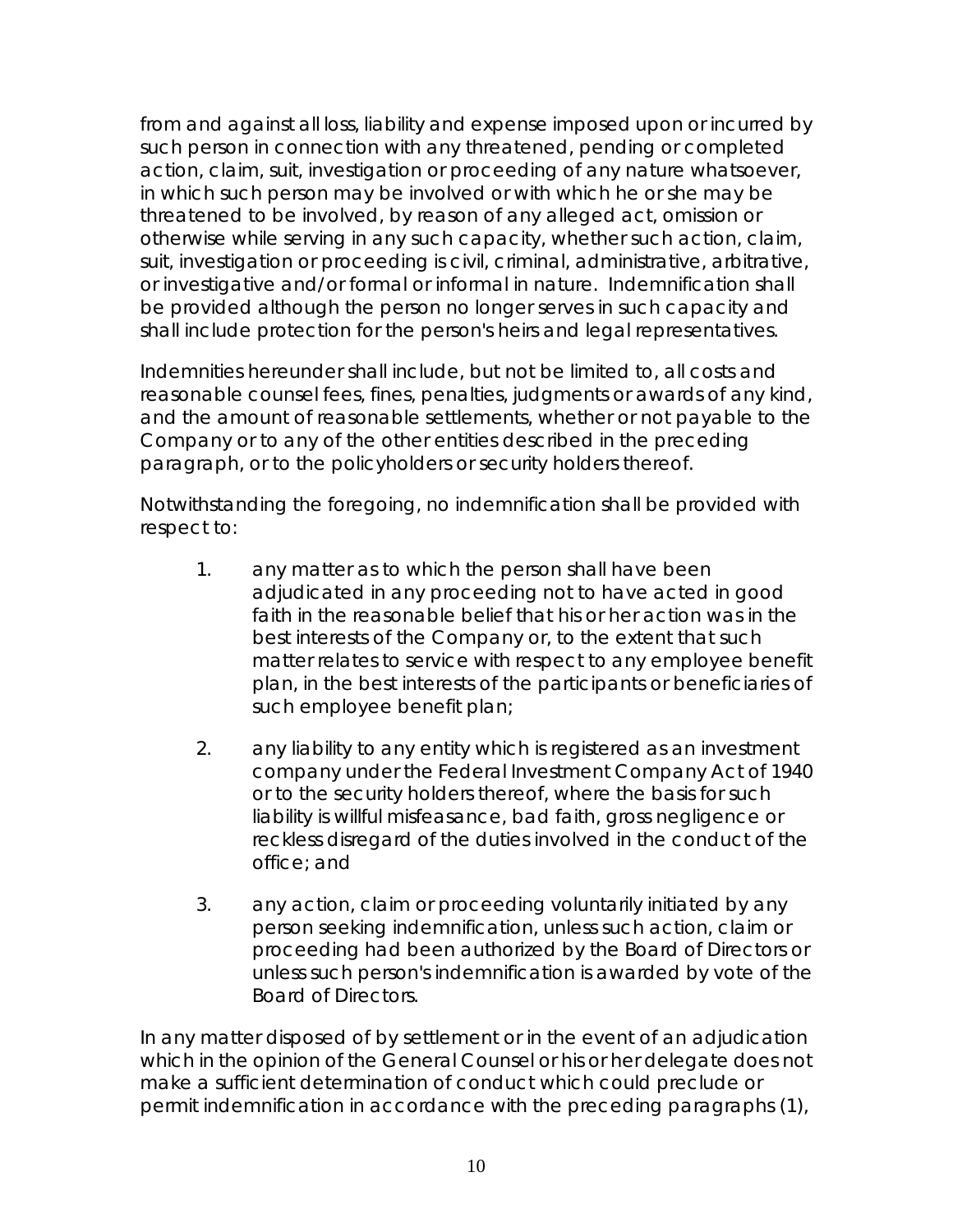from and against all loss, liability and expense imposed upon or incurred by such person in connection with any threatened, pending or completed action, claim, suit, investigation or proceeding of any nature whatsoever, in which such person may be involved or with which he or she may be threatened to be involved, by reason of any alleged act, omission or otherwise while serving in any such capacity, whether such action, claim, suit, investigation or proceeding is civil, criminal, administrative, arbitrative, or investigative and/or formal or informal in nature. Indemnification shall be provided although the person no longer serves in such capacity and shall include protection for the person's heirs and legal representatives.

Indemnities hereunder shall include, but not be limited to, all costs and reasonable counsel fees, fines, penalties, judgments or awards of any kind, and the amount of reasonable settlements, whether or not payable to the Company or to any of the other entities described in the preceding paragraph, or to the policyholders or security holders thereof.

Notwithstanding the foregoing, no indemnification shall be provided with respect to:

1. any matter as to which the person shall have been adjudicated in any proceeding not to have acted in good faith in the reasonable belief that his or her action was in the best interests of the Company or, to the extent that such matter relates to service with respect to any employee benefit plan, in the best interests of the participants or beneficiaries of such employee benefit plan;

2. any liability to any entity which is registered as an investment company under the Federal Investment Company Act of 1940 or to the security holders thereof, where the basis for such liability is willful misfeasance, bad faith, gross negligence or reckless disregard of the duties involved in the conduct of the office; and

3. any action, claim or proceeding voluntarily initiated by any person seeking indemnification, unless such action, claim or proceeding had been authorized by the Board of Directors or unless such person's indemnification is awarded by vote of the Board of Directors.

In any matter disposed of by settlement or in the event of an adjudication which in the opinion of the General Counsel or his or her delegate does not make a sufficient determination of conduct which could preclude or permit indemnification in accordance with the preceding paragraphs (1),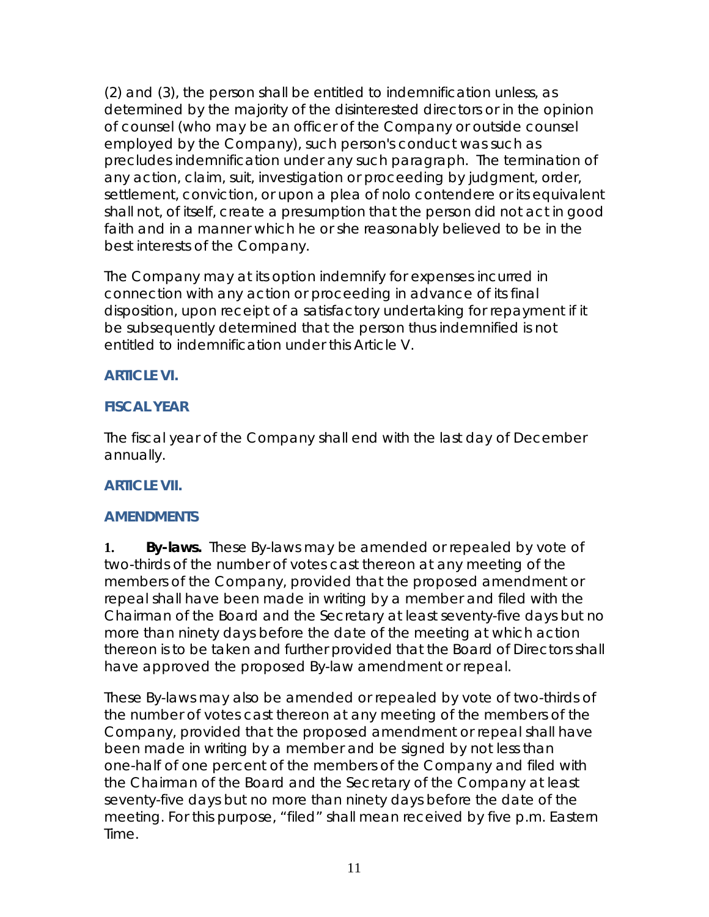(2) and (3), the person shall be entitled to indemnification unless, as determined by the majority of the disinterested directors or in the opinion of counsel (who may be an officer of the Company or outside counsel employed by the Company), such person's conduct was such as precludes indemnification under any such paragraph. The termination of any action, claim, suit, investigation or proceeding by judgment, order, settlement, conviction, or upon a plea of nolo contendere or its equivalent shall not, of itself, create a presumption that the person did not act in good faith and in a manner which he or she reasonably believed to be in the best interests of the Company.

The Company may at its option indemnify for expenses incurred in connection with any action or proceeding in advance of its final disposition, upon receipt of a satisfactory undertaking for repayment if it be subsequently determined that the person thus indemnified is not entitled to indemnification under this Article V.

## ARTICLE VI.

## FISCAL YEAR

The fiscal year of the Company shall end with the last day of December annually.

## ARTICLE VII.

## AMENDMENTS

**1. By-laws.** These By-laws may be amended or repealed by vote of two-thirds of the number of votes cast thereon at any meeting of the members of the Company, provided that the proposed amendment or repeal shall have been made in writing by a member and filed with the Chairman of the Board and the Secretary at least seventy-five days but no more than ninety days before the date of the meeting at which action thereon is to be taken and further provided that the Board of Directors shall have approved the proposed By-law amendment or repeal.

These By-laws may also be amended or repealed by vote of two-thirds of the number of votes cast thereon at any meeting of the members of the Company, provided that the proposed amendment or repeal shall have been made in writing by a member and be signed by not less than one-half of one percent of the members of the Company and filed with the Chairman of the Board and the Secretary of the Company at least seventy-five days but no more than ninety days before the date of the meeting. For this purpose, "filed" shall mean received by five p.m. Eastern Time.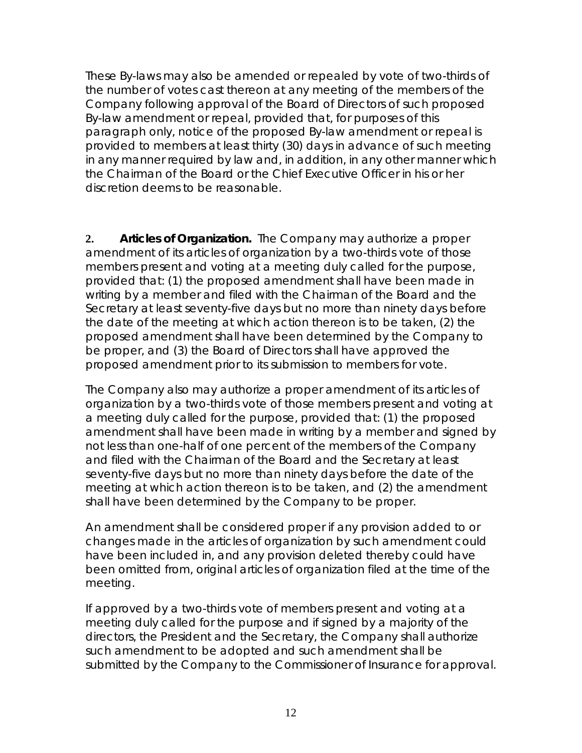These By-laws may also be amended or repealed by vote of two-thirds of the number of votes cast thereon at any meeting of the members of the Company following approval of the Board of Directors of such proposed By-law amendment or repeal, provided that, for purposes of this paragraph only, notice of the proposed By-law amendment or repeal is provided to members at least thirty (30) days in advance of such meeting in any manner required by law and, in addition, in any other manner which the Chairman of the Board or the Chief Executive Officer in his or her discretion deems to be reasonable.

**2. Articles of Organization.** The Company may authorize a proper amendment of its articles of organization by a two-thirds vote of those members present and voting at a meeting duly called for the purpose, provided that: (1) the proposed amendment shall have been made in writing by a member and filed with the Chairman of the Board and the Secretary at least seventy-five days but no more than ninety days before the date of the meeting at which action thereon is to be taken, (2) the proposed amendment shall have been determined by the Company to be proper, and (3) the Board of Directors shall have approved the proposed amendment prior to its submission to members for vote.

The Company also may authorize a proper amendment of its articles of organization by a two-thirds vote of those members present and voting at a meeting duly called for the purpose, provided that: (1) the proposed amendment shall have been made in writing by a member and signed by not less than one-half of one percent of the members of the Company and filed with the Chairman of the Board and the Secretary at least seventy-five days but no more than ninety days before the date of the meeting at which action thereon is to be taken, and (2) the amendment shall have been determined by the Company to be proper.

An amendment shall be considered proper if any provision added to or changes made in the articles of organization by such amendment could have been included in, and any provision deleted thereby could have been omitted from, original articles of organization filed at the time of the meeting.

If approved by a two-thirds vote of members present and voting at a meeting duly called for the purpose and if signed by a majority of the directors, the President and the Secretary, the Company shall authorize such amendment to be adopted and such amendment shall be submitted by the Company to the Commissioner of Insurance for approval.